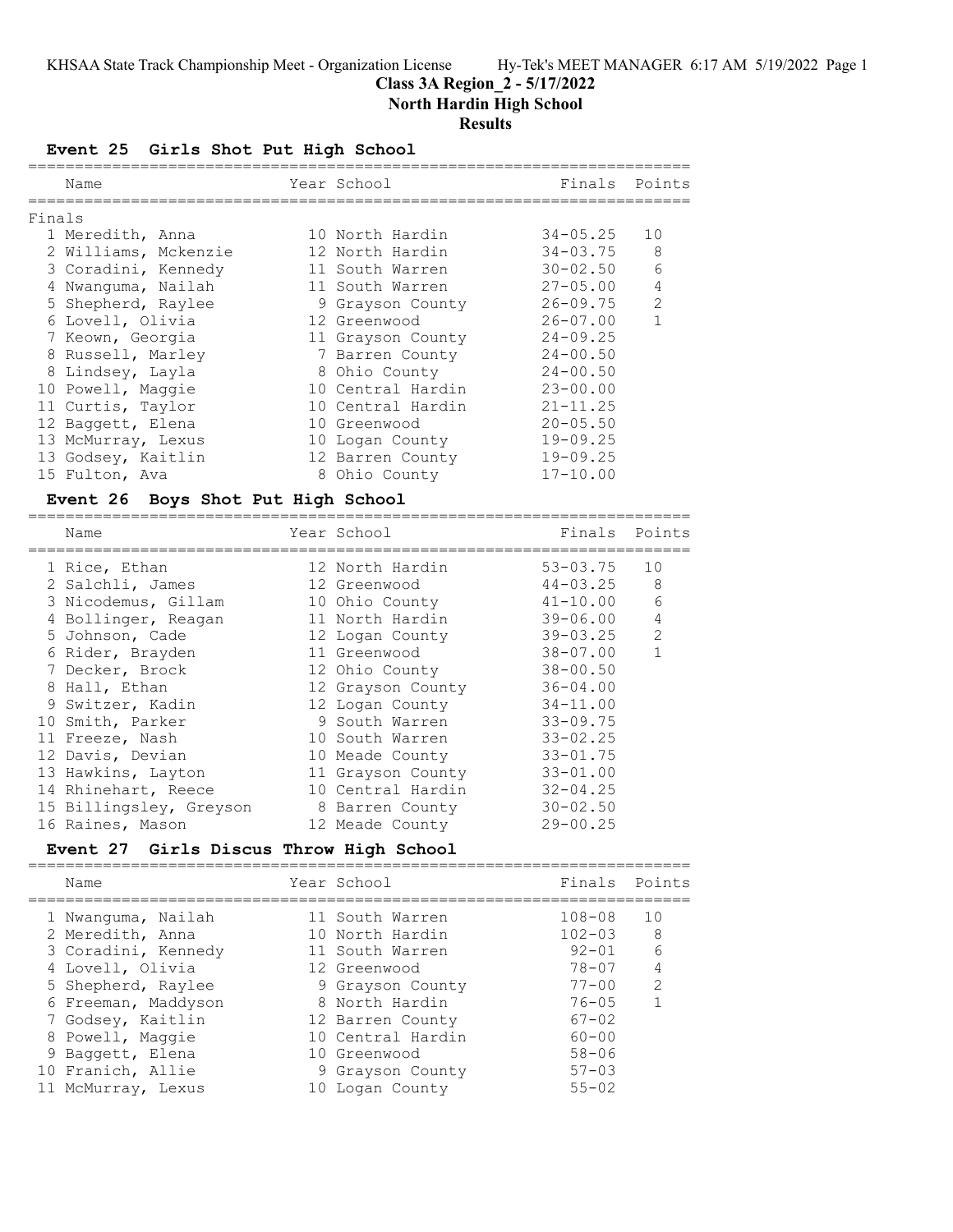# Class 3A Region_2 - 5/17/2022

## North Hardin High School

## Results

### Event 25 Girls Shot Put High School

| Name | Year | School | Finals | Points |
|---|---|---|---|---|
| **Finals** | | | | |
| 1 Meredith, Anna | 10 | North Hardin | 34-05.25 | 10 |
| 2 Williams, Mckenzie | 12 | North Hardin | 34-03.75 | 8 |
| 3 Coradini, Kennedy | 11 | South Warren | 30-02.50 | 6 |
| 4 Nwanguma, Nailah | 11 | South Warren | 27-05.00 | 4 |
| 5 Shepherd, Raylee | 9 | Grayson County | 26-09.75 | 2 |
| 6 Lovell, Olivia | 12 | Greenwood | 26-07.00 | 1 |
| 7 Keown, Georgia | 11 | Grayson County | 24-09.25 | |
| 8 Russell, Marley | 7 | Barren County | 24-00.50 | |
| 8 Lindsey, Layla | 8 | Ohio County | 24-00.50 | |
| 10 Powell, Maggie | 10 | Central Hardin | 23-00.00 | |
| 11 Curtis, Taylor | 10 | Central Hardin | 21-11.25 | |
| 12 Baggett, Elena | 10 | Greenwood | 20-05.50 | |
| 13 McMurray, Lexus | 10 | Logan County | 19-09.25 | |
| 13 Godsey, Kaitlin | 12 | Barren County | 19-09.25 | |
| 15 Fulton, Ava | 8 | Ohio County | 17-10.00 | |

### Event 26 Boys Shot Put High School

| Name | Year | School | Finals | Points |
|---|---|---|---|---|
| 1 Rice, Ethan | 12 | North Hardin | 53-03.75 | 10 |
| 2 Salchli, James | 12 | Greenwood | 44-03.25 | 8 |
| 3 Nicodemus, Gillam | 10 | Ohio County | 41-10.00 | 6 |
| 4 Bollinger, Reagan | 11 | North Hardin | 39-06.00 | 4 |
| 5 Johnson, Cade | 12 | Logan County | 39-03.25 | 2 |
| 6 Rider, Brayden | 11 | Greenwood | 38-07.00 | 1 |
| 7 Decker, Brock | 12 | Ohio County | 38-00.50 | |
| 8 Hall, Ethan | 12 | Grayson County | 36-04.00 | |
| 9 Switzer, Kadin | 12 | Logan County | 34-11.00 | |
| 10 Smith, Parker | 9 | South Warren | 33-09.75 | |
| 11 Freeze, Nash | 10 | South Warren | 33-02.25 | |
| 12 Davis, Devian | 10 | Meade County | 33-01.75 | |
| 13 Hawkins, Layton | 11 | Grayson County | 33-01.00 | |
| 14 Rhinehart, Reece | 10 | Central Hardin | 32-04.25 | |
| 15 Billingsley, Greyson | 8 | Barren County | 30-02.50 | |
| 16 Raines, Mason | 12 | Meade County | 29-00.25 | |

### Event 27 Girls Discus Throw High School

| Name | Year | School | Finals | Points |
|---|---|---|---|---|
| 1 Nwanguma, Nailah | 11 | South Warren | 108-08 | 10 |
| 2 Meredith, Anna | 10 | North Hardin | 102-03 | 8 |
| 3 Coradini, Kennedy | 11 | South Warren | 92-01 | 6 |
| 4 Lovell, Olivia | 12 | Greenwood | 78-07 | 4 |
| 5 Shepherd, Raylee | 9 | Grayson County | 77-00 | 2 |
| 6 Freeman, Maddyson | 8 | North Hardin | 76-05 | 1 |
| 7 Godsey, Kaitlin | 12 | Barren County | 67-02 | |
| 8 Powell, Maggie | 10 | Central Hardin | 60-00 | |
| 9 Baggett, Elena | 10 | Greenwood | 58-06 | |
| 10 Franich, Allie | 9 | Grayson County | 57-03 | |
| 11 McMurray, Lexus | 10 | Logan County | 55-02 | |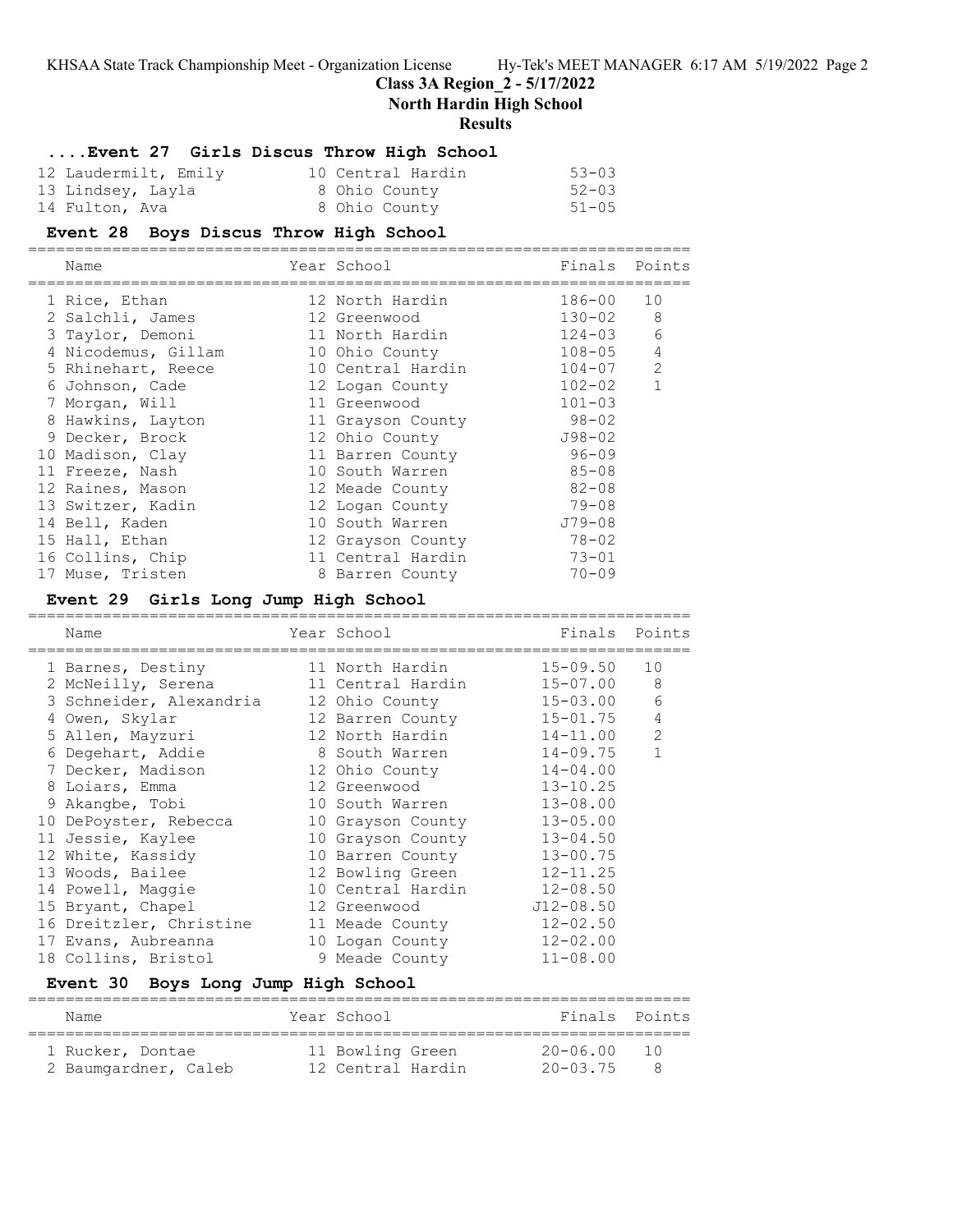# Class 3A Region_2 - 5/17/2022

## North Hardin High School

### Results

#### ....Event 27 Girls Discus Throw High School

| Name | Year | School | Finals | Points |
|---|---|---|---|---|
| 12 Laudermilt, Emily | 10 | Central Hardin | 53-03 | |
| 13 Lindsey, Layla | 8 | Ohio County | 52-03 | |
| 14 Fulton, Ava | 8 | Ohio County | 51-05 | |

#### Event 28 Boys Discus Throw High School

| Name | Year | School | Finals | Points |
|---|---|---|---|---|
| 1 Rice, Ethan | 12 | North Hardin | 186-00 | 10 |
| 2 Salchli, James | 12 | Greenwood | 130-02 | 8 |
| 3 Taylor, Demoni | 11 | North Hardin | 124-03 | 6 |
| 4 Nicodemus, Gillam | 10 | Ohio County | 108-05 | 4 |
| 5 Rhinehart, Reece | 10 | Central Hardin | 104-07 | 2 |
| 6 Johnson, Cade | 12 | Logan County | 102-02 | 1 |
| 7 Morgan, Will | 11 | Greenwood | 101-03 | |
| 8 Hawkins, Layton | 11 | Grayson County | 98-02 | |
| 9 Decker, Brock | 12 | Ohio County | J98-02 | |
| 10 Madison, Clay | 11 | Barren County | 96-09 | |
| 11 Freeze, Nash | 10 | South Warren | 85-08 | |
| 12 Raines, Mason | 12 | Meade County | 82-08 | |
| 13 Switzer, Kadin | 12 | Logan County | 79-08 | |
| 14 Bell, Kaden | 10 | South Warren | J79-08 | |
| 15 Hall, Ethan | 12 | Grayson County | 78-02 | |
| 16 Collins, Chip | 11 | Central Hardin | 73-01 | |
| 17 Muse, Tristen | 8 | Barren County | 70-09 | |

#### Event 29 Girls Long Jump High School

| Name | Year | School | Finals | Points |
|---|---|---|---|---|
| 1 Barnes, Destiny | 11 | North Hardin | 15-09.50 | 10 |
| 2 McNeilly, Serena | 11 | Central Hardin | 15-07.00 | 8 |
| 3 Schneider, Alexandria | 12 | Ohio County | 15-03.00 | 6 |
| 4 Owen, Skylar | 12 | Barren County | 15-01.75 | 4 |
| 5 Allen, Mayzuri | 12 | North Hardin | 14-11.00 | 2 |
| 6 Degehart, Addie | 8 | South Warren | 14-09.75 | 1 |
| 7 Decker, Madison | 12 | Ohio County | 14-04.00 | |
| 8 Loiars, Emma | 12 | Greenwood | 13-10.25 | |
| 9 Akangbe, Tobi | 10 | South Warren | 13-08.00 | |
| 10 DePoyster, Rebecca | 10 | Grayson County | 13-05.00 | |
| 11 Jessie, Kaylee | 10 | Grayson County | 13-04.50 | |
| 12 White, Kassidy | 10 | Barren County | 13-00.75 | |
| 13 Woods, Bailee | 12 | Bowling Green | 12-11.25 | |
| 14 Powell, Maggie | 10 | Central Hardin | 12-08.50 | |
| 15 Bryant, Chapel | 12 | Greenwood | J12-08.50 | |
| 16 Dreitzler, Christine | 11 | Meade County | 12-02.50 | |
| 17 Evans, Aubreanna | 10 | Logan County | 12-02.00 | |
| 18 Collins, Bristol | 9 | Meade County | 11-08.00 | |

#### Event 30 Boys Long Jump High School

| Name | Year | School | Finals | Points |
|---|---|---|---|---|
| 1 Rucker, Dontae | 11 | Bowling Green | 20-06.00 | 10 |
| 2 Baumgardner, Caleb | 12 | Central Hardin | 20-03.75 | 8 |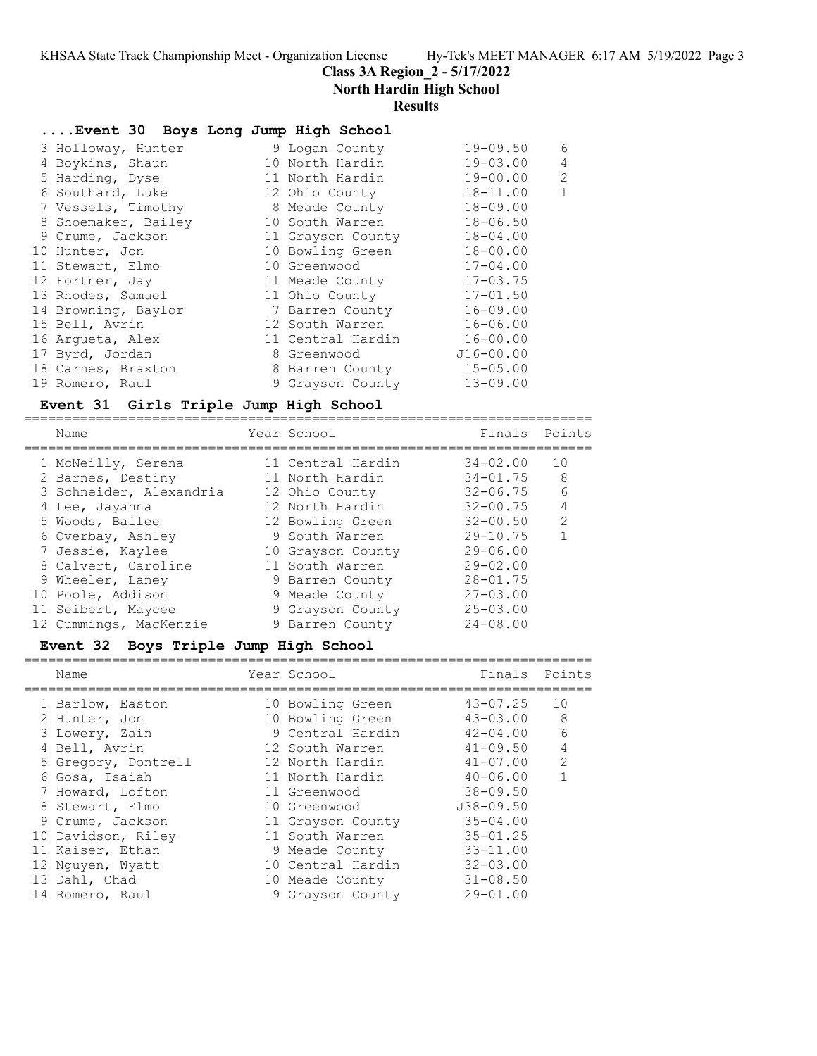# Class 3A Region_2 - 5/17/2022

**North Hardin High School**

**Results**

### ....Event 30 Boys Long Jump High School

| Place | Name | Year | School | Finals | Points |
|---|---|---|---|---|---|
| 3 | Holloway, Hunter | 9 | Logan County | 19-09.50 | 6 |
| 4 | Boykins, Shaun | 10 | North Hardin | 19-03.00 | 4 |
| 5 | Harding, Dyse | 11 | North Hardin | 19-00.00 | 2 |
| 6 | Southard, Luke | 12 | Ohio County | 18-11.00 | 1 |
| 7 | Vessels, Timothy | 8 | Meade County | 18-09.00 | |
| 8 | Shoemaker, Bailey | 10 | South Warren | 18-06.50 | |
| 9 | Crume, Jackson | 11 | Grayson County | 18-04.00 | |
| 10 | Hunter, Jon | 10 | Bowling Green | 18-00.00 | |
| 11 | Stewart, Elmo | 10 | Greenwood | 17-04.00 | |
| 12 | Fortner, Jay | 11 | Meade County | 17-03.75 | |
| 13 | Rhodes, Samuel | 11 | Ohio County | 17-01.50 | |
| 14 | Browning, Baylor | 7 | Barren County | 16-09.00 | |
| 15 | Bell, Avrin | 12 | South Warren | 16-06.00 | |
| 16 | Argueta, Alex | 11 | Central Hardin | 16-00.00 | |
| 17 | Byrd, Jordan | 8 | Greenwood | J16-00.00 | |
| 18 | Carnes, Braxton | 8 | Barren County | 15-05.00 | |
| 19 | Romero, Raul | 9 | Grayson County | 13-09.00 | |

### Event 31 Girls Triple Jump High School

| Place | Name | Year | School | Finals | Points |
|---|---|---|---|---|---|
| 1 | McNeilly, Serena | 11 | Central Hardin | 34-02.00 | 10 |
| 2 | Barnes, Destiny | 11 | North Hardin | 34-01.75 | 8 |
| 3 | Schneider, Alexandria | 12 | Ohio County | 32-06.75 | 6 |
| 4 | Lee, Jayanna | 12 | North Hardin | 32-00.75 | 4 |
| 5 | Woods, Bailee | 12 | Bowling Green | 32-00.50 | 2 |
| 6 | Overbay, Ashley | 9 | South Warren | 29-10.75 | 1 |
| 7 | Jessie, Kaylee | 10 | Grayson County | 29-06.00 | |
| 8 | Calvert, Caroline | 11 | South Warren | 29-02.00 | |
| 9 | Wheeler, Laney | 9 | Barren County | 28-01.75 | |
| 10 | Poole, Addison | 9 | Meade County | 27-03.00 | |
| 11 | Seibert, Maycee | 9 | Grayson County | 25-03.00 | |
| 12 | Cummings, MacKenzie | 9 | Barren County | 24-08.00 | |

### Event 32 Boys Triple Jump High School

| Place | Name | Year | School | Finals | Points |
|---|---|---|---|---|---|
| 1 | Barlow, Easton | 10 | Bowling Green | 43-07.25 | 10 |
| 2 | Hunter, Jon | 10 | Bowling Green | 43-03.00 | 8 |
| 3 | Lowery, Zain | 9 | Central Hardin | 42-04.00 | 6 |
| 4 | Bell, Avrin | 12 | South Warren | 41-09.50 | 4 |
| 5 | Gregory, Dontrell | 12 | North Hardin | 41-07.00 | 2 |
| 6 | Gosa, Isaiah | 11 | North Hardin | 40-06.00 | 1 |
| 7 | Howard, Lofton | 11 | Greenwood | 38-09.50 | |
| 8 | Stewart, Elmo | 10 | Greenwood | J38-09.50 | |
| 9 | Crume, Jackson | 11 | Grayson County | 35-04.00 | |
| 10 | Davidson, Riley | 11 | South Warren | 35-01.25 | |
| 11 | Kaiser, Ethan | 9 | Meade County | 33-11.00 | |
| 12 | Nguyen, Wyatt | 10 | Central Hardin | 32-03.00 | |
| 13 | Dahl, Chad | 10 | Meade County | 31-08.50 | |
| 14 | Romero, Raul | 9 | Grayson County | 29-01.00 | |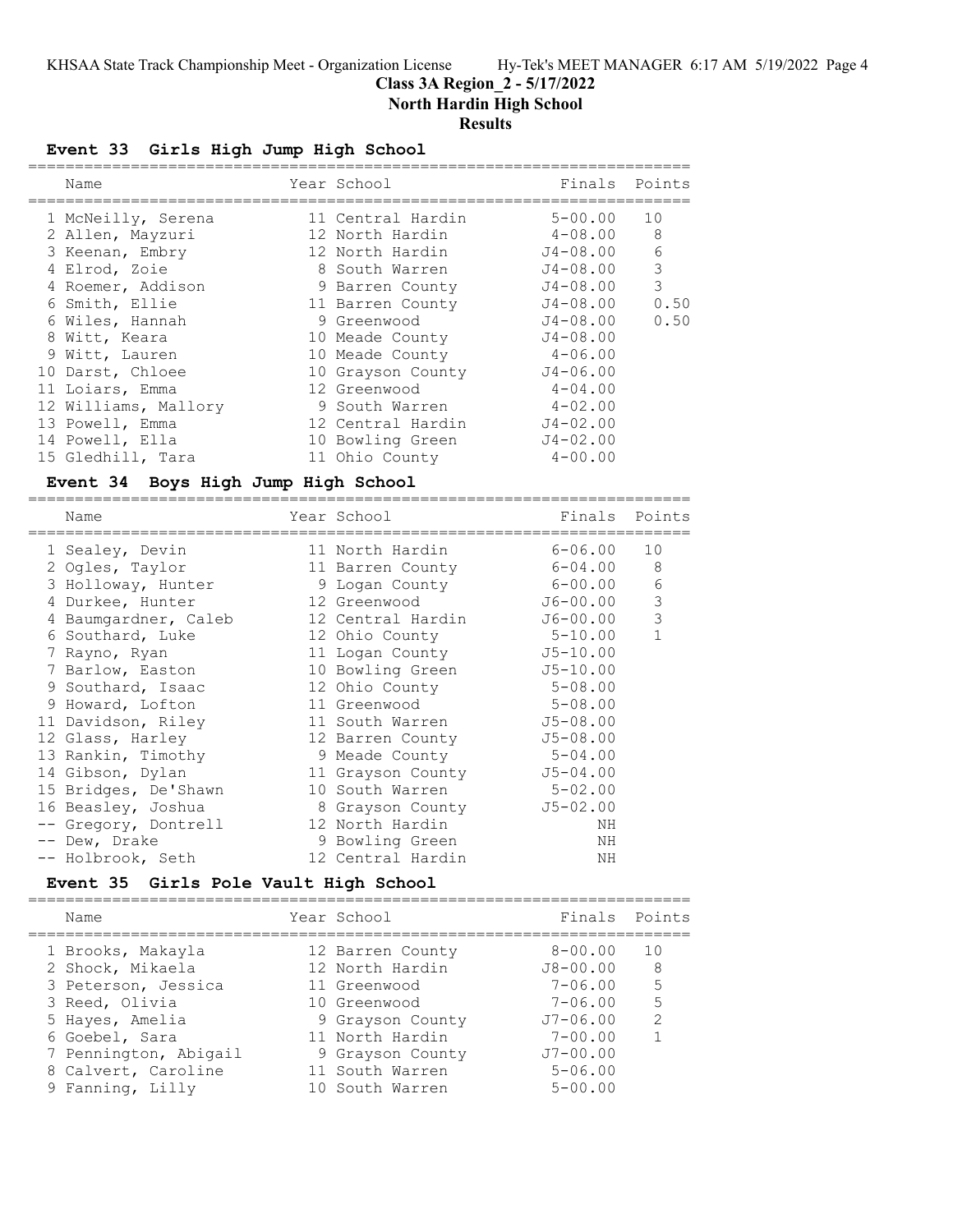# Class 3A Region_2 - 5/17/2022

## North Hardin High School

### Results

#### Event 33 Girls High Jump High School

| | Name | Year | School | Finals | Points |
|---|---|---|---|---|---|
| 1 | McNeilly, Serena | 11 | Central Hardin | 5-00.00 | 10 |
| 2 | Allen, Mayzuri | 12 | North Hardin | 4-08.00 | 8 |
| 3 | Keenan, Embry | 12 | North Hardin | J4-08.00 | 6 |
| 4 | Elrod, Zoie | 8 | South Warren | J4-08.00 | 3 |
| 4 | Roemer, Addison | 9 | Barren County | J4-08.00 | 3 |
| 6 | Smith, Ellie | 11 | Barren County | J4-08.00 | 0.50 |
| 6 | Wiles, Hannah | 9 | Greenwood | J4-08.00 | 0.50 |
| 8 | Witt, Keara | 10 | Meade County | J4-08.00 | |
| 9 | Witt, Lauren | 10 | Meade County | 4-06.00 | |
| 10 | Darst, Chloee | 10 | Grayson County | J4-06.00 | |
| 11 | Loiars, Emma | 12 | Greenwood | 4-04.00 | |
| 12 | Williams, Mallory | 9 | South Warren | 4-02.00 | |
| 13 | Powell, Emma | 12 | Central Hardin | J4-02.00 | |
| 14 | Powell, Ella | 10 | Bowling Green | J4-02.00 | |
| 15 | Gledhill, Tara | 11 | Ohio County | 4-00.00 | |

#### Event 34 Boys High Jump High School

| | Name | Year | School | Finals | Points |
|---|---|---|---|---|---|
| 1 | Sealey, Devin | 11 | North Hardin | 6-06.00 | 10 |
| 2 | Ogles, Taylor | 11 | Barren County | 6-04.00 | 8 |
| 3 | Holloway, Hunter | 9 | Logan County | 6-00.00 | 6 |
| 4 | Durkee, Hunter | 12 | Greenwood | J6-00.00 | 3 |
| 4 | Baumgardner, Caleb | 12 | Central Hardin | J6-00.00 | 3 |
| 6 | Southard, Luke | 12 | Ohio County | 5-10.00 | 1 |
| 7 | Rayno, Ryan | 11 | Logan County | J5-10.00 | |
| 7 | Barlow, Easton | 10 | Bowling Green | J5-10.00 | |
| 9 | Southard, Isaac | 12 | Ohio County | 5-08.00 | |
| 9 | Howard, Lofton | 11 | Greenwood | 5-08.00 | |
| 11 | Davidson, Riley | 11 | South Warren | J5-08.00 | |
| 12 | Glass, Harley | 12 | Barren County | J5-08.00 | |
| 13 | Rankin, Timothy | 9 | Meade County | 5-04.00 | |
| 14 | Gibson, Dylan | 11 | Grayson County | J5-04.00 | |
| 15 | Bridges, De'Shawn | 10 | South Warren | 5-02.00 | |
| 16 | Beasley, Joshua | 8 | Grayson County | J5-02.00 | |
| -- | Gregory, Dontrell | 12 | North Hardin | NH | |
| -- | Dew, Drake | 9 | Bowling Green | NH | |
| -- | Holbrook, Seth | 12 | Central Hardin | NH | |

#### Event 35 Girls Pole Vault High School

| | Name | Year | School | Finals | Points |
|---|---|---|---|---|---|
| 1 | Brooks, Makayla | 12 | Barren County | 8-00.00 | 10 |
| 2 | Shock, Mikaela | 12 | North Hardin | J8-00.00 | 8 |
| 3 | Peterson, Jessica | 11 | Greenwood | 7-06.00 | 5 |
| 3 | Reed, Olivia | 10 | Greenwood | 7-06.00 | 5 |
| 5 | Hayes, Amelia | 9 | Grayson County | J7-06.00 | 2 |
| 6 | Goebel, Sara | 11 | North Hardin | 7-00.00 | 1 |
| 7 | Pennington, Abigail | 9 | Grayson County | J7-00.00 | |
| 8 | Calvert, Caroline | 11 | South Warren | 5-06.00 | |
| 9 | Fanning, Lilly | 10 | South Warren | 5-00.00 | |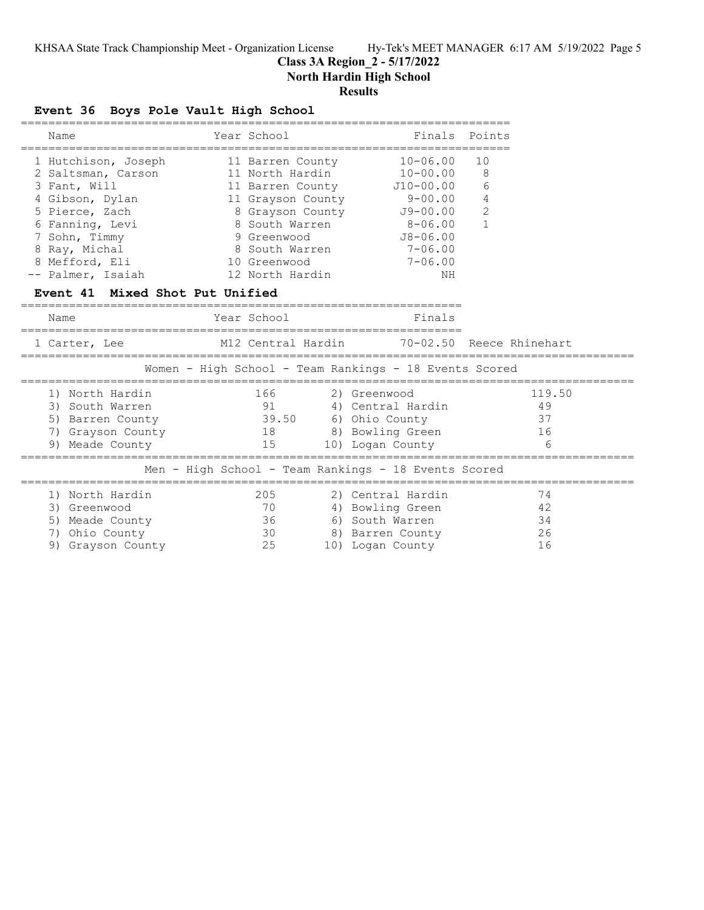**Class 3A Region_2 - 5/17/2022**

**North Hardin High School**

**Results**

### Event 36 Boys Pole Vault High School

| Name | Year | School | Finals | Points |
|---|---|---|---|---|
| 1 Hutchison, Joseph | 11 | Barren County | 10-06.00 | 10 |
| 2 Saltsman, Carson | 11 | North Hardin | 10-00.00 | 8 |
| 3 Fant, Will | 11 | Barren County | J10-00.00 | 6 |
| 4 Gibson, Dylan | 11 | Grayson County | 9-00.00 | 4 |
| 5 Pierce, Zach | 8 | Grayson County | J9-00.00 | 2 |
| 6 Fanning, Levi | 8 | South Warren | 8-06.00 | 1 |
| 7 Sohn, Timmy | 9 | Greenwood | J8-06.00 | |
| 8 Ray, Michal | 8 | South Warren | 7-06.00 | |
| 8 Mefford, Eli | 10 | Greenwood | 7-06.00 | |
| -- Palmer, Isaiah | 12 | North Hardin | NH | |

### Event 41 Mixed Shot Put Unified

| Name | Year | School | Finals | |
|---|---|---|---|---|
| 1 Carter, Lee | M12 | Central Hardin | 70-02.50 | Reece Rhinehart |

### Women - High School - Team Rankings - 18 Events Scored

| | | | |
|---|---|---|---|
| 1) North Hardin | 166 | 2) Greenwood | 119.50 |
| 3) South Warren | 91 | 4) Central Hardin | 49 |
| 5) Barren County | 39.50 | 6) Ohio County | 37 |
| 7) Grayson County | 18 | 8) Bowling Green | 16 |
| 9) Meade County | 15 | 10) Logan County | 6 |

### Men - High School - Team Rankings - 18 Events Scored

| | | | |
|---|---|---|---|
| 1) North Hardin | 205 | 2) Central Hardin | 74 |
| 3) Greenwood | 70 | 4) Bowling Green | 42 |
| 5) Meade County | 36 | 6) South Warren | 34 |
| 7) Ohio County | 30 | 8) Barren County | 26 |
| 9) Grayson County | 25 | 10) Logan County | 16 |